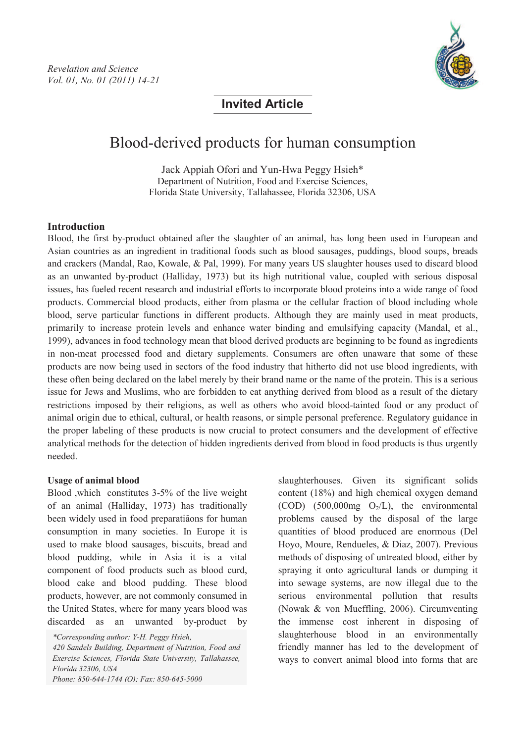**Invited Article**

# Blood-derived products for human consumption

Jack Appiah Ofori and Yun-Hwa Peggy Hsieh*
Department of Nutrition, Food and Exercise Sciences,
Florida State University, Tallahassee, Florida 32306, USA

## Introduction

Blood, the first by-product obtained after the slaughter of an animal, has long been used in European and Asian countries as an ingredient in traditional foods such as blood sausages, puddings, blood soups, breads and crackers (Mandal, Rao, Kowale, & Pal, 1999). For many years US slaughter houses used to discard blood as an unwanted by-product (Halliday, 1973) but its high nutritional value, coupled with serious disposal issues, has fueled recent research and industrial efforts to incorporate blood proteins into a wide range of food products. Commercial blood products, either from plasma or the cellular fraction of blood including whole blood, serve particular functions in different products. Although they are mainly used in meat products, primarily to increase protein levels and enhance water binding and emulsifying capacity (Mandal, et al., 1999), advances in food technology mean that blood derived products are beginning to be found as ingredients in non-meat processed food and dietary supplements. Consumers are often unaware that some of these products are now being used in sectors of the food industry that hitherto did not use blood ingredients, with these often being declared on the label merely by their brand name or the name of the protein. This is a serious issue for Jews and Muslims, who are forbidden to eat anything derived from blood as a result of the dietary restrictions imposed by their religions, as well as others who avoid blood-tainted food or any product of animal origin due to ethical, cultural, or health reasons, or simple personal preference. Regulatory guidance in the proper labeling of these products is now crucial to protect consumers and the development of effective analytical methods for the detection of hidden ingredients derived from blood in food products is thus urgently needed.

## Usage of animal blood

Blood ,which constitutes 3-5% of the live weight of an animal (Halliday, 1973) has traditionally been widely used in food preparatiãons for human consumption in many societies. In Europe it is used to make blood sausages, biscuits, bread and blood pudding, while in Asia it is a vital component of food products such as blood curd, blood cake and blood pudding. These blood products, however, are not commonly consumed in the United States, where for many years blood was discarded as an unwanted by-product by slaughterhouses. Given its significant solids content (18%) and high chemical oxygen demand (COD) (500,000mg $O_2$/L), the environmental problems caused by the disposal of the large quantities of blood produced are enormous (Del Hoyo, Moure, Rendueles, & Diaz, 2007). Previous methods of disposing of untreated blood, either by spraying it onto agricultural lands or dumping it into sewage systems, are now illegal due to the serious environmental pollution that results (Nowak & von Mueffling, 2006). Circumventing the immense cost inherent in disposing of slaughterhouse blood in an environmentally friendly manner has led to the development of ways to convert animal blood into forms that are

*Corresponding author: Y-H. Peggy Hsieh,
420 Sandels Building, Department of Nutrition, Food and Exercise Sciences, Florida State University, Tallahassee, Florida 32306, USA
Phone: 850-644-1744 (O); Fax: 850-645-5000*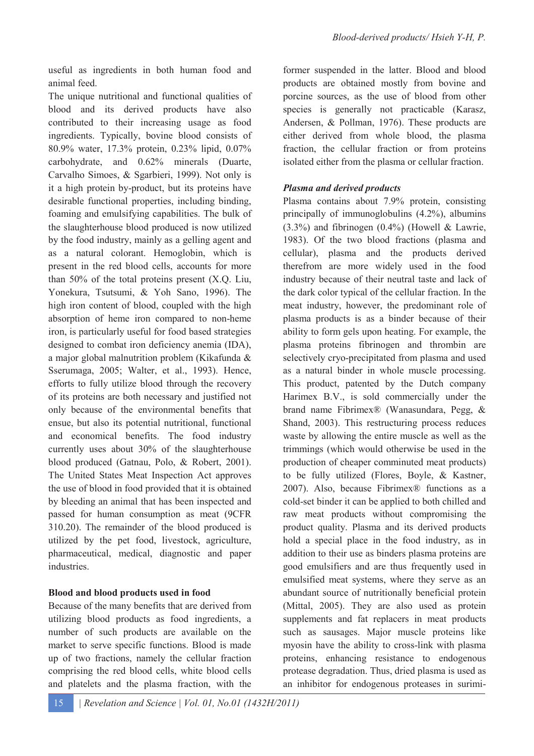useful as ingredients in both human food and animal feed.

The unique nutritional and functional qualities of blood and its derived products have also contributed to their increasing usage as food ingredients. Typically, bovine blood consists of 80.9% water, 17.3% protein, 0.23% lipid, 0.07% carbohydrate, and 0.62% minerals (Duarte, Carvalho Simoes, & Sgarbieri, 1999). Not only is it a high protein by-product, but its proteins have desirable functional properties, including binding, foaming and emulsifying capabilities. The bulk of the slaughterhouse blood produced is now utilized by the food industry, mainly as a gelling agent and as a natural colorant. Hemoglobin, which is present in the red blood cells, accounts for more than 50% of the total proteins present (X.Q. Liu, Yonekura, Tsutsumi, & Yoh Sano, 1996). The high iron content of blood, coupled with the high absorption of heme iron compared to non-heme iron, is particularly useful for food based strategies designed to combat iron deficiency anemia (IDA), a major global malnutrition problem (Kikafunda & Sserumaga, 2005; Walter, et al., 1993). Hence, efforts to fully utilize blood through the recovery of its proteins are both necessary and justified not only because of the environmental benefits that ensue, but also its potential nutritional, functional and economical benefits. The food industry currently uses about 30% of the slaughterhouse blood produced (Gatnau, Polo, & Robert, 2001). The United States Meat Inspection Act approves the use of blood in food provided that it is obtained by bleeding an animal that has been inspected and passed for human consumption as meat (9CFR 310.20). The remainder of the blood produced is utilized by the pet food, livestock, agriculture, pharmaceutical, medical, diagnostic and paper industries.

## Blood and blood products used in food

Because of the many benefits that are derived from utilizing blood products as food ingredients, a number of such products are available on the market to serve specific functions. Blood is made up of two fractions, namely the cellular fraction comprising the red blood cells, white blood cells and platelets and the plasma fraction, with the former suspended in the latter. Blood and blood products are obtained mostly from bovine and porcine sources, as the use of blood from other species is generally not practicable (Karasz, Andersen, & Pollman, 1976). These products are either derived from whole blood, the plasma fraction, the cellular fraction or from proteins isolated either from the plasma or cellular fraction.

### *Plasma and derived products*

Plasma contains about 7.9% protein, consisting principally of immunoglobulins (4.2%), albumins (3.3%) and fibrinogen (0.4%) (Howell & Lawrie, 1983). Of the two blood fractions (plasma and cellular), plasma and the products derived therefrom are more widely used in the food industry because of their neutral taste and lack of the dark color typical of the cellular fraction. In the meat industry, however, the predominant role of plasma products is as a binder because of their ability to form gels upon heating. For example, the plasma proteins fibrinogen and thrombin are selectively cryo-precipitated from plasma and used as a natural binder in whole muscle processing. This product, patented by the Dutch company Harimex B.V., is sold commercially under the brand name Fibrimex® (Wanasundara, Pegg, & Shand, 2003). This restructuring process reduces waste by allowing the entire muscle as well as the trimmings (which would otherwise be used in the production of cheaper comminuted meat products) to be fully utilized (Flores, Boyle, & Kastner, 2007). Also, because Fibrimex® functions as a cold-set binder it can be applied to both chilled and raw meat products without compromising the product quality. Plasma and its derived products hold a special place in the food industry, as in addition to their use as binders plasma proteins are good emulsifiers and are thus frequently used in emulsified meat systems, where they serve as an abundant source of nutritionally beneficial protein (Mittal, 2005). They are also used as protein supplements and fat replacers in meat products such as sausages. Major muscle proteins like myosin have the ability to cross-link with plasma proteins, enhancing resistance to endogenous protease degradation. Thus, dried plasma is used as an inhibitor for endogenous proteases in surimi-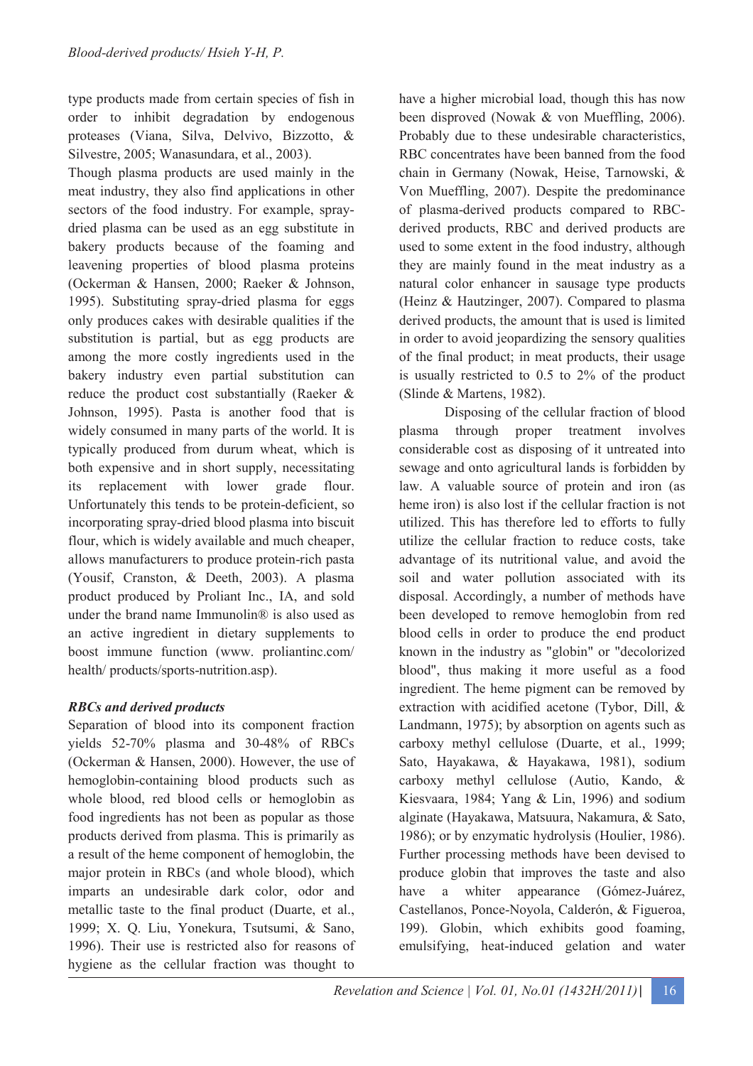type products made from certain species of fish in order to inhibit degradation by endogenous proteases (Viana, Silva, Delvivo, Bizzotto, & Silvestre, 2005; Wanasundara, et al., 2003).

Though plasma products are used mainly in the meat industry, they also find applications in other sectors of the food industry. For example, spray-dried plasma can be used as an egg substitute in bakery products because of the foaming and leavening properties of blood plasma proteins (Ockerman & Hansen, 2000; Raeker & Johnson, 1995). Substituting spray-dried plasma for eggs only produces cakes with desirable qualities if the substitution is partial, but as egg products are among the more costly ingredients used in the bakery industry even partial substitution can reduce the product cost substantially (Raeker & Johnson, 1995). Pasta is another food that is widely consumed in many parts of the world. It is typically produced from durum wheat, which is both expensive and in short supply, necessitating its replacement with lower grade flour. Unfortunately this tends to be protein-deficient, so incorporating spray-dried blood plasma into biscuit flour, which is widely available and much cheaper, allows manufacturers to produce protein-rich pasta (Yousif, Cranston, & Deeth, 2003). A plasma product produced by Proliant Inc., IA, and sold under the brand name Immunolin® is also used as an active ingredient in dietary supplements to boost immune function (www. proliantinc.com/ health/ products/sports-nutrition.asp).

### *RBCs and derived products*

Separation of blood into its component fraction yields 52-70% plasma and 30-48% of RBCs (Ockerman & Hansen, 2000). However, the use of hemoglobin-containing blood products such as whole blood, red blood cells or hemoglobin as food ingredients has not been as popular as those products derived from plasma. This is primarily as a result of the heme component of hemoglobin, the major protein in RBCs (and whole blood), which imparts an undesirable dark color, odor and metallic taste to the final product (Duarte, et al., 1999; X. Q. Liu, Yonekura, Tsutsumi, & Sano, 1996). Their use is restricted also for reasons of hygiene as the cellular fraction was thought to have a higher microbial load, though this has now been disproved (Nowak & von Mueffling, 2006). Probably due to these undesirable characteristics, RBC concentrates have been banned from the food chain in Germany (Nowak, Heise, Tarnowski, & Von Mueffling, 2007). Despite the predominance of plasma-derived products compared to RBC-derived products, RBC and derived products are used to some extent in the food industry, although they are mainly found in the meat industry as a natural color enhancer in sausage type products (Heinz & Hautzinger, 2007). Compared to plasma derived products, the amount that is used is limited in order to avoid jeopardizing the sensory qualities of the final product; in meat products, their usage is usually restricted to 0.5 to 2% of the product (Slinde & Martens, 1982).

Disposing of the cellular fraction of blood plasma through proper treatment involves considerable cost as disposing of it untreated into sewage and onto agricultural lands is forbidden by law. A valuable source of protein and iron (as heme iron) is also lost if the cellular fraction is not utilized. This has therefore led to efforts to fully utilize the cellular fraction to reduce costs, take advantage of its nutritional value, and avoid the soil and water pollution associated with its disposal. Accordingly, a number of methods have been developed to remove hemoglobin from red blood cells in order to produce the end product known in the industry as "globin" or "decolorized blood", thus making it more useful as a food ingredient. The heme pigment can be removed by extraction with acidified acetone (Tybor, Dill, & Landmann, 1975); by absorption on agents such as carboxy methyl cellulose (Duarte, et al., 1999; Sato, Hayakawa, & Hayakawa, 1981), sodium carboxy methyl cellulose (Autio, Kando, & Kiesvaara, 1984; Yang & Lin, 1996) and sodium alginate (Hayakawa, Matsuura, Nakamura, & Sato, 1986); or by enzymatic hydrolysis (Houlier, 1986). Further processing methods have been devised to produce globin that improves the taste and also have a whiter appearance (Gómez-Juárez, Castellanos, Ponce-Noyola, Calderón, & Figueroa, 199). Globin, which exhibits good foaming, emulsifying, heat-induced gelation and water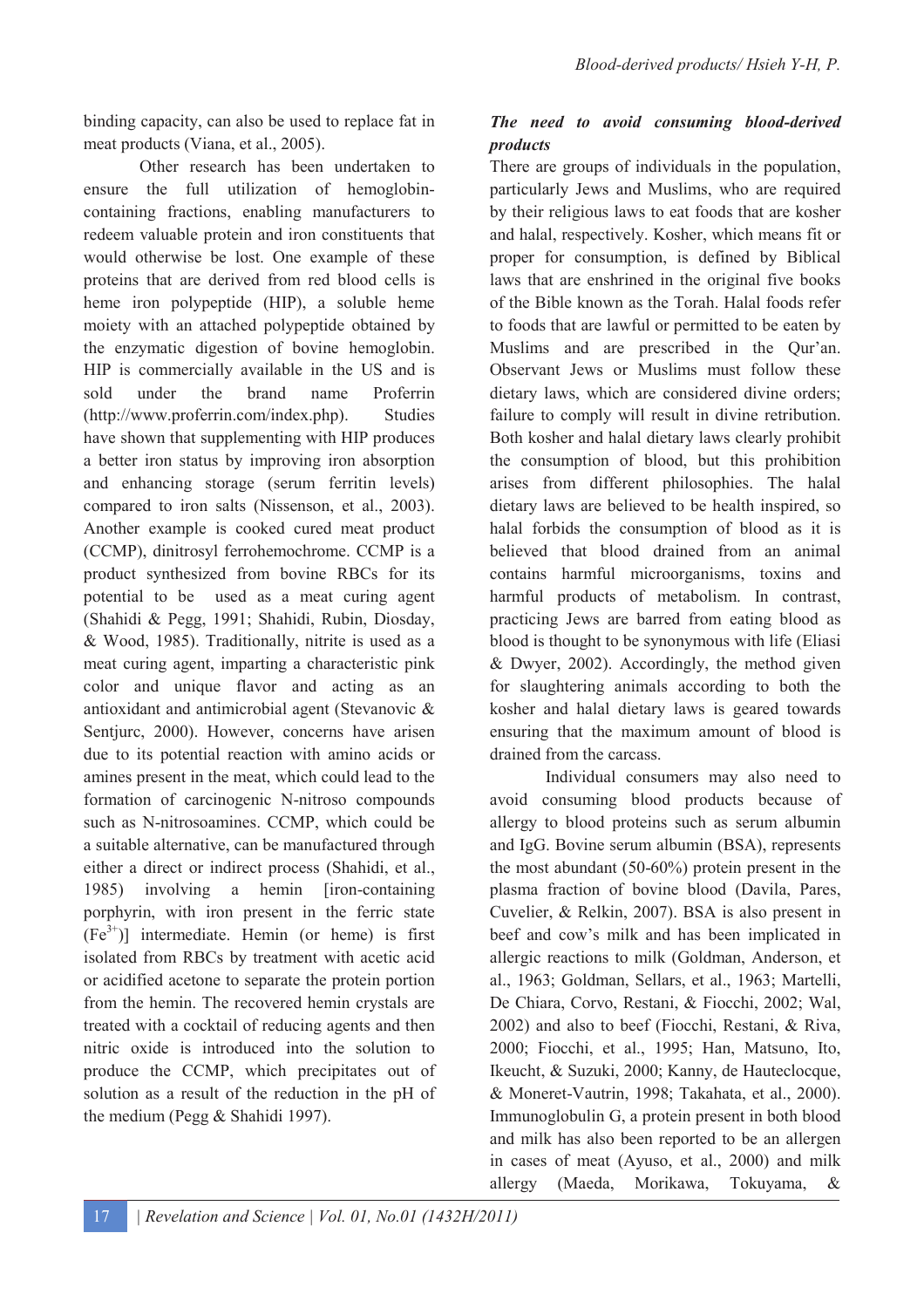binding capacity, can also be used to replace fat in meat products (Viana, et al., 2005).

Other research has been undertaken to ensure the full utilization of hemoglobin-containing fractions, enabling manufacturers to redeem valuable protein and iron constituents that would otherwise be lost. One example of these proteins that are derived from red blood cells is heme iron polypeptide (HIP), a soluble heme moiety with an attached polypeptide obtained by the enzymatic digestion of bovine hemoglobin. HIP is commercially available in the US and is sold under the brand name Proferrin (http://www.proferrin.com/index.php). Studies have shown that supplementing with HIP produces a better iron status by improving iron absorption and enhancing storage (serum ferritin levels) compared to iron salts (Nissenson, et al., 2003). Another example is cooked cured meat product (CCMP), dinitrosyl ferrohemochrome. CCMP is a product synthesized from bovine RBCs for its potential to be used as a meat curing agent (Shahidi & Pegg, 1991; Shahidi, Rubin, Diosday, & Wood, 1985). Traditionally, nitrite is used as a meat curing agent, imparting a characteristic pink color and unique flavor and acting as an antioxidant and antimicrobial agent (Stevanovic & Sentjurc, 2000). However, concerns have arisen due to its potential reaction with amino acids or amines present in the meat, which could lead to the formation of carcinogenic N-nitroso compounds such as N-nitrosoamines. CCMP, which could be a suitable alternative, can be manufactured through either a direct or indirect process (Shahidi, et al., 1985) involving a hemin [iron-containing porphyrin, with iron present in the ferric state ($Fe^{3+}$)] intermediate. Hemin (or heme) is first isolated from RBCs by treatment with acetic acid or acidified acetone to separate the protein portion from the hemin. The recovered hemin crystals are treated with a cocktail of reducing agents and then nitric oxide is introduced into the solution to produce the CCMP, which precipitates out of solution as a result of the reduction in the pH of the medium (Pegg & Shahidi 1997).

### *The need to avoid consuming blood-derived products*

There are groups of individuals in the population, particularly Jews and Muslims, who are required by their religious laws to eat foods that are kosher and halal, respectively. Kosher, which means fit or proper for consumption, is defined by Biblical laws that are enshrined in the original five books of the Bible known as the Torah. Halal foods refer to foods that are lawful or permitted to be eaten by Muslims and are prescribed in the Qur'an. Observant Jews or Muslims must follow these dietary laws, which are considered divine orders; failure to comply will result in divine retribution. Both kosher and halal dietary laws clearly prohibit the consumption of blood, but this prohibition arises from different philosophies. The halal dietary laws are believed to be health inspired, so halal forbids the consumption of blood as it is believed that blood drained from an animal contains harmful microorganisms, toxins and harmful products of metabolism. In contrast, practicing Jews are barred from eating blood as blood is thought to be synonymous with life (Eliasi & Dwyer, 2002). Accordingly, the method given for slaughtering animals according to both the kosher and halal dietary laws is geared towards ensuring that the maximum amount of blood is drained from the carcass.

Individual consumers may also need to avoid consuming blood products because of allergy to blood proteins such as serum albumin and IgG. Bovine serum albumin (BSA), represents the most abundant (50-60%) protein present in the plasma fraction of bovine blood (Davila, Pares, Cuvelier, & Relkin, 2007). BSA is also present in beef and cow's milk and has been implicated in allergic reactions to milk (Goldman, Anderson, et al., 1963; Goldman, Sellars, et al., 1963; Martelli, De Chiara, Corvo, Restani, & Fiocchi, 2002; Wal, 2002) and also to beef (Fiocchi, Restani, & Riva, 2000; Fiocchi, et al., 1995; Han, Matsuno, Ito, Ikeucht, & Suzuki, 2000; Kanny, de Hauteclocque, & Moneret-Vautrin, 1998; Takahata, et al., 2000). Immunoglobulin G, a protein present in both blood and milk has also been reported to be an allergen in cases of meat (Ayuso, et al., 2000) and milk allergy (Maeda, Morikawa, Tokuyama, &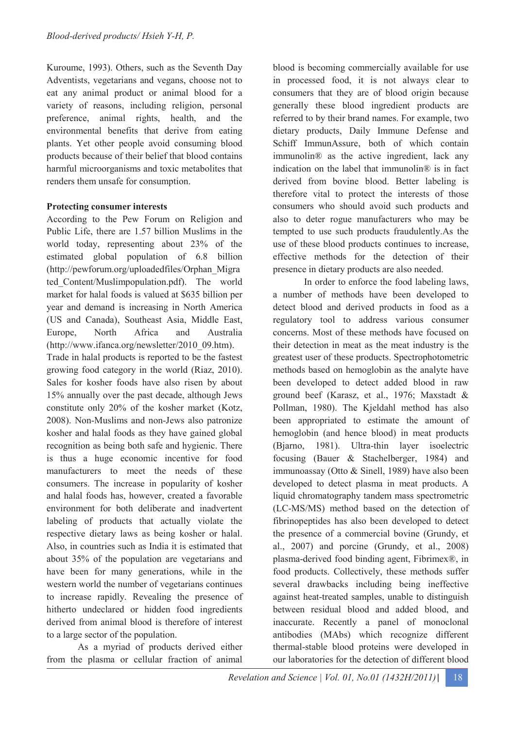Kuroume, 1993). Others, such as the Seventh Day Adventists, vegetarians and vegans, choose not to eat any animal product or animal blood for a variety of reasons, including religion, personal preference, animal rights, health, and the environmental benefits that derive from eating plants. Yet other people avoid consuming blood products because of their belief that blood contains harmful microorganisms and toxic metabolites that renders them unsafe for consumption.

**Protecting consumer interests**

According to the Pew Forum on Religion and Public Life, there are 1.57 billion Muslims in the world today, representing about 23% of the estimated global population of 6.8 billion (http://pewforum.org/uploadedfiles/Orphan_Migrated_Content/Muslimpopulation.pdf). The world market for halal foods is valued at $635 billion per year and demand is increasing in North America (US and Canada), Southeast Asia, Middle East, Europe, North Africa and Australia (http://www.ifanca.org/newsletter/2010_09.htm). Trade in halal products is reported to be the fastest growing food category in the world (Riaz, 2010). Sales for kosher foods have also risen by about 15% annually over the past decade, although Jews constitute only 20% of the kosher market (Kotz, 2008). Non-Muslims and non-Jews also patronize kosher and halal foods as they have gained global recognition as being both safe and hygienic. There is thus a huge economic incentive for food manufacturers to meet the needs of these consumers. The increase in popularity of kosher and halal foods has, however, created a favorable environment for both deliberate and inadvertent labeling of products that actually violate the respective dietary laws as being kosher or halal. Also, in countries such as India it is estimated that about 35% of the population are vegetarians and have been for many generations, while in the western world the number of vegetarians continues to increase rapidly. Revealing the presence of hitherto undeclared or hidden food ingredients derived from animal blood is therefore of interest to a large sector of the population.

As a myriad of products derived either from the plasma or cellular fraction of animal blood is becoming commercially available for use in processed food, it is not always clear to consumers that they are of blood origin because generally these blood ingredient products are referred to by their brand names. For example, two dietary products, Daily Immune Defense and Schiff ImmunAssure, both of which contain immunolin® as the active ingredient, lack any indication on the label that immunolin® is in fact derived from bovine blood. Better labeling is therefore vital to protect the interests of those consumers who should avoid such products and also to deter rogue manufacturers who may be tempted to use such products fraudulently.As the use of these blood products continues to increase, effective methods for the detection of their presence in dietary products are also needed.

In order to enforce the food labeling laws, a number of methods have been developed to detect blood and derived products in food as a regulatory tool to address various consumer concerns. Most of these methods have focused on their detection in meat as the meat industry is the greatest user of these products. Spectrophotometric methods based on hemoglobin as the analyte have been developed to detect added blood in raw ground beef (Karasz, et al., 1976; Maxstadt & Pollman, 1980). The Kjeldahl method has also been appropriated to estimate the amount of hemoglobin (and hence blood) in meat products (Bjarno, 1981). Ultra-thin layer isoelectric focusing (Bauer & Stachelberger, 1984) and immunoassay (Otto & Sinell, 1989) have also been developed to detect plasma in meat products. A liquid chromatography tandem mass spectrometric (LC-MS/MS) method based on the detection of fibrinopeptides has also been developed to detect the presence of a commercial bovine (Grundy, et al., 2007) and porcine (Grundy, et al., 2008) plasma-derived food binding agent, Fibrimex®, in food products. Collectively, these methods suffer several drawbacks including being ineffective against heat-treated samples, unable to distinguish between residual blood and added blood, and inaccurate. Recently a panel of monoclonal antibodies (MAbs) which recognize different thermal-stable blood proteins were developed in our laboratories for the detection of different blood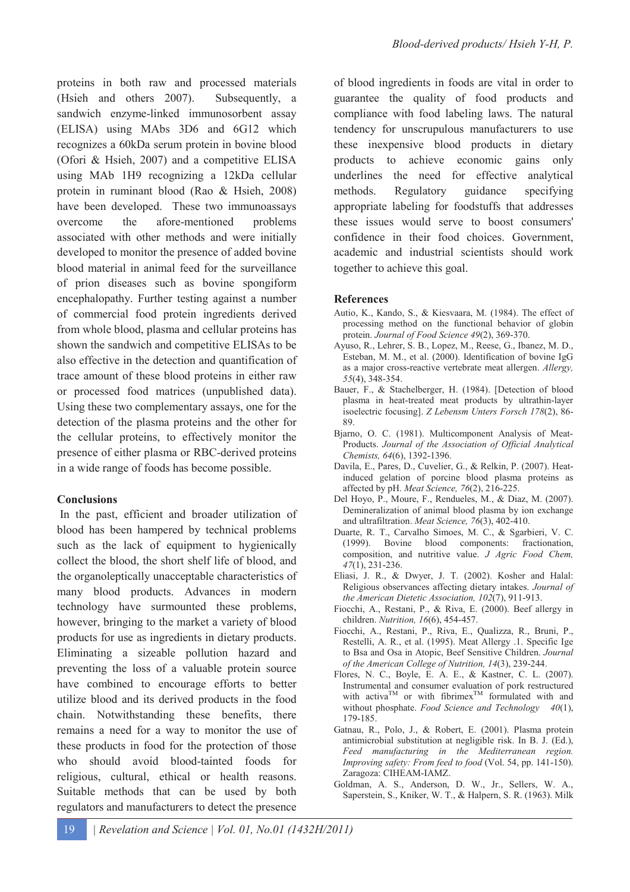proteins in both raw and processed materials (Hsieh and others 2007). Subsequently, a sandwich enzyme-linked immunosorbent assay (ELISA) using MAbs 3D6 and 6G12 which recognizes a 60kDa serum protein in bovine blood (Ofori & Hsieh, 2007) and a competitive ELISA using MAb 1H9 recognizing a 12kDa cellular protein in ruminant blood (Rao & Hsieh, 2008) have been developed. These two immunoassays overcome the afore-mentioned problems associated with other methods and were initially developed to monitor the presence of added bovine blood material in animal feed for the surveillance of prion diseases such as bovine spongiform encephalopathy. Further testing against a number of commercial food protein ingredients derived from whole blood, plasma and cellular proteins has shown the sandwich and competitive ELISAs to be also effective in the detection and quantification of trace amount of these blood proteins in either raw or processed food matrices (unpublished data). Using these two complementary assays, one for the detection of the plasma proteins and the other for the cellular proteins, to effectively monitor the presence of either plasma or RBC-derived proteins in a wide range of foods has become possible.

## Conclusions

In the past, efficient and broader utilization of blood has been hampered by technical problems such as the lack of equipment to hygienically collect the blood, the short shelf life of blood, and the organoleptically unacceptable characteristics of many blood products. Advances in modern technology have surmounted these problems, however, bringing to the market a variety of blood products for use as ingredients in dietary products. Eliminating a sizeable pollution hazard and preventing the loss of a valuable protein source have combined to encourage efforts to better utilize blood and its derived products in the food chain. Notwithstanding these benefits, there remains a need for a way to monitor the use of these products in food for the protection of those who should avoid blood-tainted foods for religious, cultural, ethical or health reasons. Suitable methods that can be used by both regulators and manufacturers to detect the presence of blood ingredients in foods are vital in order to guarantee the quality of food products and compliance with food labeling laws. The natural tendency for unscrupulous manufacturers to use these inexpensive blood products in dietary products to achieve economic gains only underlines the need for effective analytical methods. Regulatory guidance specifying appropriate labeling for foodstuffs that addresses these issues would serve to boost consumers' confidence in their food choices. Government, academic and industrial scientists should work together to achieve this goal.

## References

Autio, K., Kando, S., & Kiesvaara, M. (1984). The effect of processing method on the functional behavior of globin protein. *Journal of Food Science 49*(2), 369-370.

Ayuso, R., Lehrer, S. B., Lopez, M., Reese, G., Ibanez, M. D., Esteban, M. M., et al. (2000). Identification of bovine IgG as a major cross-reactive vertebrate meat allergen. *Allergy, 55*(4), 348-354.

Bauer, F., & Stachelberger, H. (1984). [Detection of blood plasma in heat-treated meat products by ultrathin-layer isoelectric focusing]. *Z Lebensm Unters Forsch 178*(2), 86-89.

Bjarno, O. C. (1981). Multicomponent Analysis of Meat-Products. *Journal of the Association of Official Analytical Chemists, 64*(6), 1392-1396.

Davila, E., Pares, D., Cuvelier, G., & Relkin, P. (2007). Heat-induced gelation of porcine blood plasma proteins as affected by pH. *Meat Science, 76*(2), 216-225.

Del Hoyo, P., Moure, F., Rendueles, M., & Diaz, M. (2007). Demineralization of animal blood plasma by ion exchange and ultrafiltration. *Meat Science, 76*(3), 402-410.

Duarte, R. T., Carvalho Simoes, M. C., & Sgarbieri, V. C. (1999). Bovine blood components: fractionation, composition, and nutritive value. *J Agric Food Chem, 47*(1), 231-236.

Eliasi, J. R., & Dwyer, J. T. (2002). Kosher and Halal: Religious observances affecting dietary intakes. *Journal of the American Dietetic Association, 102*(7), 911-913.

Fiocchi, A., Restani, P., & Riva, E. (2000). Beef allergy in children. *Nutrition, 16*(6), 454-457.

Fiocchi, A., Restani, P., Riva, E., Qualizza, R., Bruni, P., Restelli, A. R., et al. (1995). Meat Allergy .1. Specific Ige to Bsa and Osa in Atopic, Beef Sensitive Children. *Journal of the American College of Nutrition, 14*(3), 239-244.

Flores, N. C., Boyle, E. A. E., & Kastner, C. L. (2007). Instrumental and consumer evaluation of pork restructured with activa$^{TM}$ or with fibrimex$^{TM}$ formulated with and without phosphate. *Food Science and Technology 40*(1), 179-185.

Gatnau, R., Polo, J., & Robert, E. (2001). Plasma protein antimicrobial substitution at negligible risk. In B. J. (Ed.), *Feed manufacturing in the Mediterranean region. Improving safety: From feed to food* (Vol. 54, pp. 141-150). Zaragoza: CIHEAM-IAMZ.

Goldman, A. S., Anderson, D. W., Jr., Sellers, W. A., Saperstein, S., Kniker, W. T., & Halpern, S. R. (1963). Milk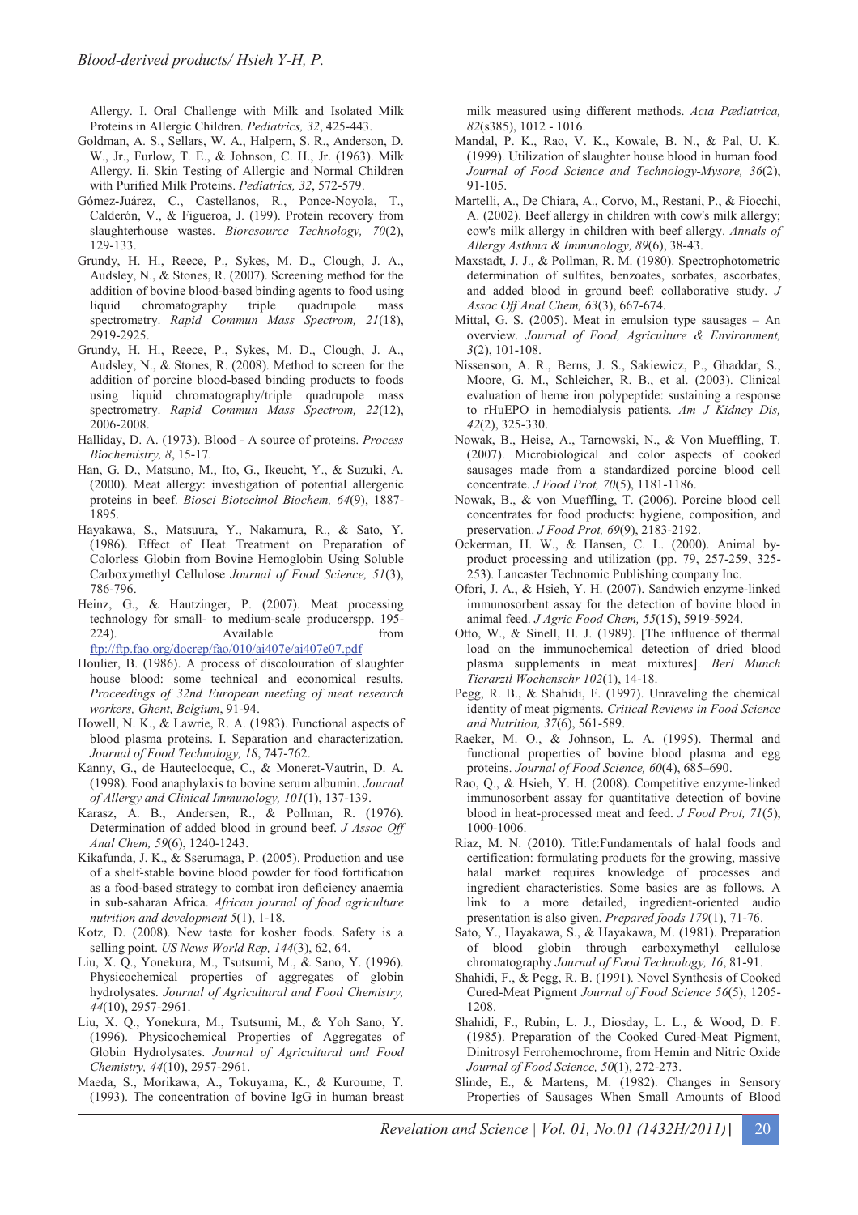Allergy. I. Oral Challenge with Milk and Isolated Milk Proteins in Allergic Children. *Pediatrics, 32*, 425-443.

Goldman, A. S., Sellars, W. A., Halpern, S. R., Anderson, D. W., Jr., Furlow, T. E., & Johnson, C. H., Jr. (1963). Milk Allergy. Ii. Skin Testing of Allergic and Normal Children with Purified Milk Proteins. *Pediatrics, 32*, 572-579.

Gómez-Juárez, C., Castellanos, R., Ponce-Noyola, T., Calderón, V., & Figueroa, J. (199). Protein recovery from slaughterhouse wastes. *Bioresource Technology, 70*(2), 129-133.

Grundy, H. H., Reece, P., Sykes, M. D., Clough, J. A., Audsley, N., & Stones, R. (2007). Screening method for the addition of bovine blood-based binding agents to food using liquid chromatography triple quadrupole mass spectrometry. *Rapid Commun Mass Spectrom, 21*(18), 2919-2925.

Grundy, H. H., Reece, P., Sykes, M. D., Clough, J. A., Audsley, N., & Stones, R. (2008). Method to screen for the addition of porcine blood-based binding products to foods using liquid chromatography/triple quadrupole mass spectrometry. *Rapid Commun Mass Spectrom, 22*(12), 2006-2008.

Halliday, D. A. (1973). Blood - A source of proteins. *Process Biochemistry, 8*, 15-17.

Han, G. D., Matsuno, M., Ito, G., Ikeucht, Y., & Suzuki, A. (2000). Meat allergy: investigation of potential allergenic proteins in beef. *Biosci Biotechnol Biochem, 64*(9), 1887-1895.

Hayakawa, S., Matsuura, Y., Nakamura, R., & Sato, Y. (1986). Effect of Heat Treatment on Preparation of Colorless Globin from Bovine Hemoglobin Using Soluble Carboxymethyl Cellulose *Journal of Food Science, 51*(3), 786-796.

Heinz, G., & Hautzinger, P. (2007). Meat processing technology for small- to medium-scale producerspp. 195-224). Available from ftp://ftp.fao.org/docrep/fao/010/ai407e/ai407e07.pdf

Houlier, B. (1986). A process of discolouration of slaughter house blood: some technical and economical results. *Proceedings of 32nd European meeting of meat research workers, Ghent, Belgium*, 91-94.

Howell, N. K., & Lawrie, R. A. (1983). Functional aspects of blood plasma proteins. I. Separation and characterization. *Journal of Food Technology, 18*, 747-762.

Kanny, G., de Hauteclocque, C., & Moneret-Vautrin, D. A. (1998). Food anaphylaxis to bovine serum albumin. *Journal of Allergy and Clinical Immunology, 101*(1), 137-139.

Karasz, A. B., Andersen, R., & Pollman, R. (1976). Determination of added blood in ground beef. *J Assoc Off Anal Chem, 59*(6), 1240-1243.

Kikafunda, J. K., & Sserumaga, P. (2005). Production and use of a shelf-stable bovine blood powder for food fortification as a food-based strategy to combat iron deficiency anaemia in sub-saharan Africa. *African journal of food agriculture nutrition and development 5*(1), 1-18.

Kotz, D. (2008). New taste for kosher foods. Safety is a selling point. *US News World Rep, 144*(3), 62, 64.

Liu, X. Q., Yonekura, M., Tsutsumi, M., & Sano, Y. (1996). Physicochemical properties of aggregates of globin hydrolysates. *Journal of Agricultural and Food Chemistry, 44*(10), 2957-2961.

Liu, X. Q., Yonekura, M., Tsutsumi, M., & Yoh Sano, Y. (1996). Physicochemical Properties of Aggregates of Globin Hydrolysates. *Journal of Agricultural and Food Chemistry, 44*(10), 2957-2961.

Maeda, S., Morikawa, A., Tokuyama, K., & Kuroume, T. (1993). The concentration of bovine IgG in human breast milk measured using different methods. *Acta Pædiatrica, 82*(s385), 1012 - 1016.

Mandal, P. K., Rao, V. K., Kowale, B. N., & Pal, U. K. (1999). Utilization of slaughter house blood in human food. *Journal of Food Science and Technology-Mysore, 36*(2), 91-105.

Martelli, A., De Chiara, A., Corvo, M., Restani, P., & Fiocchi, A. (2002). Beef allergy in children with cow's milk allergy; cow's milk allergy in children with beef allergy. *Annals of Allergy Asthma & Immunology, 89*(6), 38-43.

Maxstadt, J. J., & Pollman, R. M. (1980). Spectrophotometric determination of sulfites, benzoates, sorbates, ascorbates, and added blood in ground beef: collaborative study. *J Assoc Off Anal Chem, 63*(3), 667-674.

Mittal, G. S. (2005). Meat in emulsion type sausages – An overview. *Journal of Food, Agriculture & Environment, 3*(2), 101-108.

Nissenson, A. R., Berns, J. S., Sakiewicz, P., Ghaddar, S., Moore, G. M., Schleicher, R. B., et al. (2003). Clinical evaluation of heme iron polypeptide: sustaining a response to rHuEPO in hemodialysis patients. *Am J Kidney Dis, 42*(2), 325-330.

Nowak, B., Heise, A., Tarnowski, N., & Von Mueffling, T. (2007). Microbiological and color aspects of cooked sausages made from a standardized porcine blood cell concentrate. *J Food Prot, 70*(5), 1181-1186.

Nowak, B., & von Mueffling, T. (2006). Porcine blood cell concentrates for food products: hygiene, composition, and preservation. *J Food Prot, 69*(9), 2183-2192.

Ockerman, H. W., & Hansen, C. L. (2000). Animal by-product processing and utilization (pp. 79, 257-259, 325-253). Lancaster Technomic Publishing company Inc.

Ofori, J. A., & Hsieh, Y. H. (2007). Sandwich enzyme-linked immunosorbent assay for the detection of bovine blood in animal feed. *J Agric Food Chem, 55*(15), 5919-5924.

Otto, W., & Sinell, H. J. (1989). [The influence of thermal load on the immunochemical detection of dried blood plasma supplements in meat mixtures]. *Berl Munch Tierarztl Wochenschr 102*(1), 14-18.

Pegg, R. B., & Shahidi, F. (1997). Unraveling the chemical identity of meat pigments. *Critical Reviews in Food Science and Nutrition, 37*(6), 561-589.

Raeker, M. O., & Johnson, L. A. (1995). Thermal and functional properties of bovine blood plasma and egg proteins. *Journal of Food Science, 60*(4), 685–690.

Rao, Q., & Hsieh, Y. H. (2008). Competitive enzyme-linked immunosorbent assay for quantitative detection of bovine blood in heat-processed meat and feed. *J Food Prot, 71*(5), 1000-1006.

Riaz, M. N. (2010). Title:Fundamentals of halal foods and certification: formulating products for the growing, massive halal market requires knowledge of processes and ingredient characteristics. Some basics are as follows. A link to a more detailed, ingredient-oriented audio presentation is also given. *Prepared foods 179*(1), 71-76.

Sato, Y., Hayakawa, S., & Hayakawa, M. (1981). Preparation of blood globin through carboxymethyl cellulose chromatography *Journal of Food Technology, 16*, 81-91.

Shahidi, F., & Pegg, R. B. (1991). Novel Synthesis of Cooked Cured-Meat Pigment *Journal of Food Science 56*(5), 1205-1208.

Shahidi, F., Rubin, L. J., Diosday, L. L., & Wood, D. F. (1985). Preparation of the Cooked Cured-Meat Pigment, Dinitrosyl Ferrohemochrome, from Hemin and Nitric Oxide *Journal of Food Science, 50*(1), 272-273.

Slinde, E., & Martens, M. (1982). Changes in Sensory Properties of Sausages When Small Amounts of Blood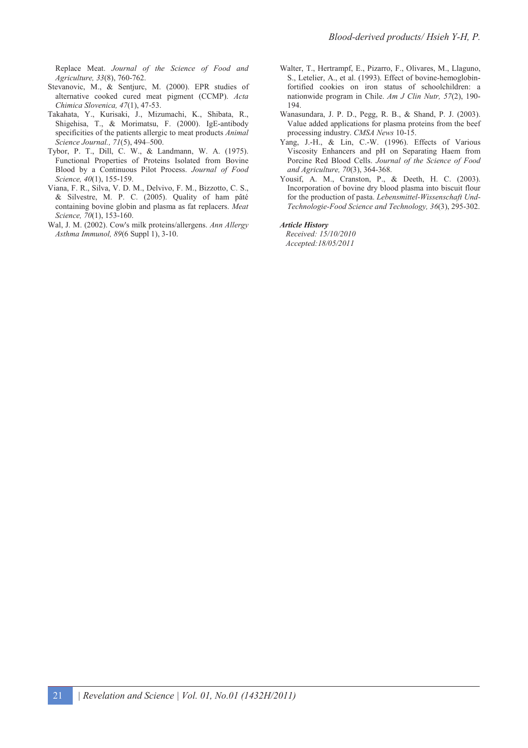Replace Meat. *Journal of the Science of Food and Agriculture, 33*(8), 760-762.

Stevanovic, M., & Sentjurc, M. (2000). EPR studies of alternative cooked cured meat pigment (CCMP). *Acta Chimica Slovenica, 47*(1), 47-53.

Takahata, Y., Kurisaki, J., Mizumachi, K., Shibata, R., Shigehisa, T., & Morimatsu, F. (2000). IgE-antibody specificities of the patients allergic to meat products *Animal Science Journal., 71*(5), 494–500.

Tybor, P. T., Dill, C. W., & Landmann, W. A. (1975). Functional Properties of Proteins Isolated from Bovine Blood by a Continuous Pilot Process. *Journal of Food Science, 40*(1), 155-159.

Viana, F. R., Silva, V. D. M., Delvivo, F. M., Bizzotto, C. S., & Silvestre, M. P. C. (2005). Quality of ham pâté containing bovine globin and plasma as fat replacers. *Meat Science, 70*(1), 153-160.

Wal, J. M. (2002). Cow's milk proteins/allergens. *Ann Allergy Asthma Immunol, 89*(6 Suppl 1), 3-10.

Walter, T., Hertrampf, E., Pizarro, F., Olivares, M., Llaguno, S., Letelier, A., et al. (1993). Effect of bovine-hemoglobin-fortified cookies on iron status of schoolchildren: a nationwide program in Chile. *Am J Clin Nutr, 57*(2), 190-194.

Wanasundara, J. P. D., Pegg, R. B., & Shand, P. J. (2003). Value added applications for plasma proteins from the beef processing industry. *CMSA News* 10-15.

Yang, J.-H., & Lin, C.-W. (1996). Effects of Various Viscosity Enhancers and pH on Separating Haem from Porcine Red Blood Cells. *Journal of the Science of Food and Agriculture, 70*(3), 364-368.

Yousif, A. M., Cranston, P., & Deeth, H. C. (2003). Incorporation of bovine dry blood plasma into biscuit flour for the production of pasta. *Lebensmittel-Wissenschaft Und-Technologie-Food Science and Technology, 36*(3), 295-302.

***Article History***

*Received: 15/10/2010*

*Accepted:18/05/2011*